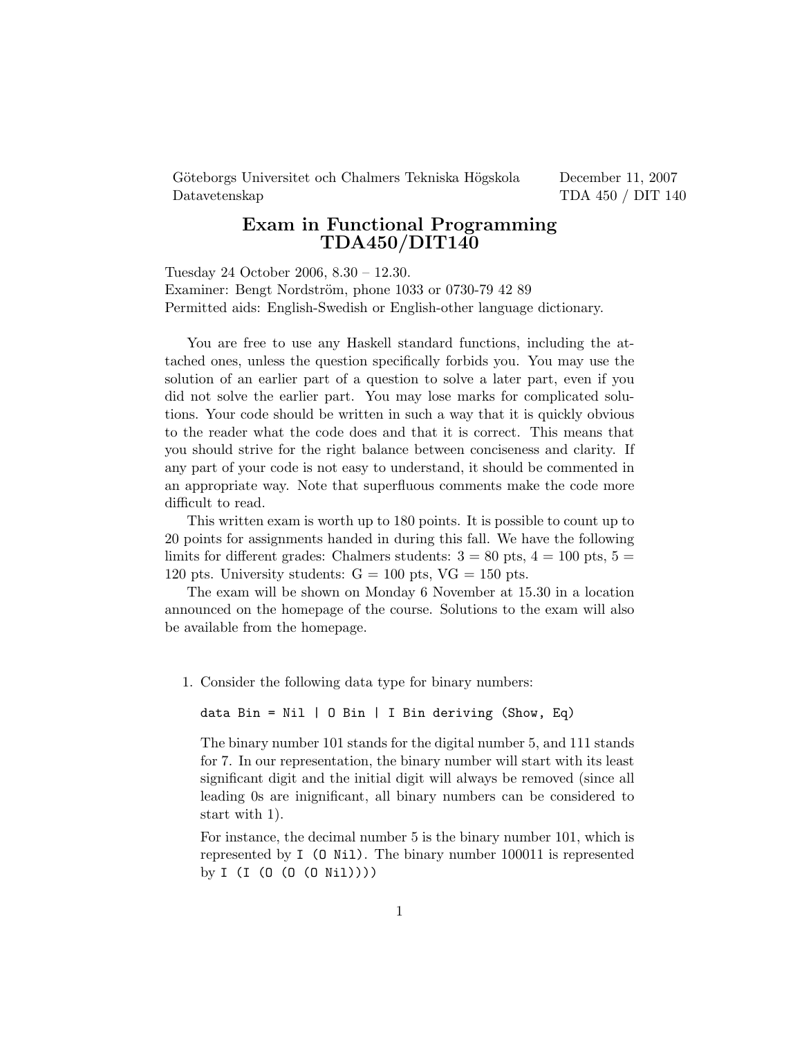Göteborgs Universitet och Chalmers Tekniska Högskola
Datavetenskap

December 11, 2007
TDA 450 / DIT 140

# Exam in Functional Programming TDA450/DIT140

Tuesday 24 October 2006, 8.30 – 12.30.
Examiner: Bengt Nordström, phone 1033 or 0730-79 42 89
Permitted aids: English-Swedish or English-other language dictionary.

You are free to use any Haskell standard functions, including the attached ones, unless the question specifically forbids you. You may use the solution of an earlier part of a question to solve a later part, even if you did not solve the earlier part. You may lose marks for complicated solutions. Your code should be written in such a way that it is quickly obvious to the reader what the code does and that it is correct. This means that you should strive for the right balance between conciseness and clarity. If any part of your code is not easy to understand, it should be commented in an appropriate way. Note that superfluous comments make the code more difficult to read.

This written exam is worth up to 180 points. It is possible to count up to 20 points for assignments handed in during this fall. We have the following limits for different grades: Chalmers students: 3 = 80 pts, 4 = 100 pts, 5 = 120 pts. University students: G = 100 pts, VG = 150 pts.

The exam will be shown on Monday 6 November at 15.30 in a location announced on the homepage of the course. Solutions to the exam will also be available from the homepage.

1. Consider the following data type for binary numbers:

   ```
   data Bin = Nil | O Bin | I Bin deriving (Show, Eq)
   ```

   The binary number 101 stands for the digital number 5, and 111 stands for 7. In our representation, the binary number will start with its least significant digit and the initial digit will always be removed (since all leading 0s are inignificant, all binary numbers can be considered to start with 1).

   For instance, the decimal number 5 is the binary number 101, which is represented by `I (O Nil)`. The binary number 100011 is represented by `I (I (O (O (O Nil))))`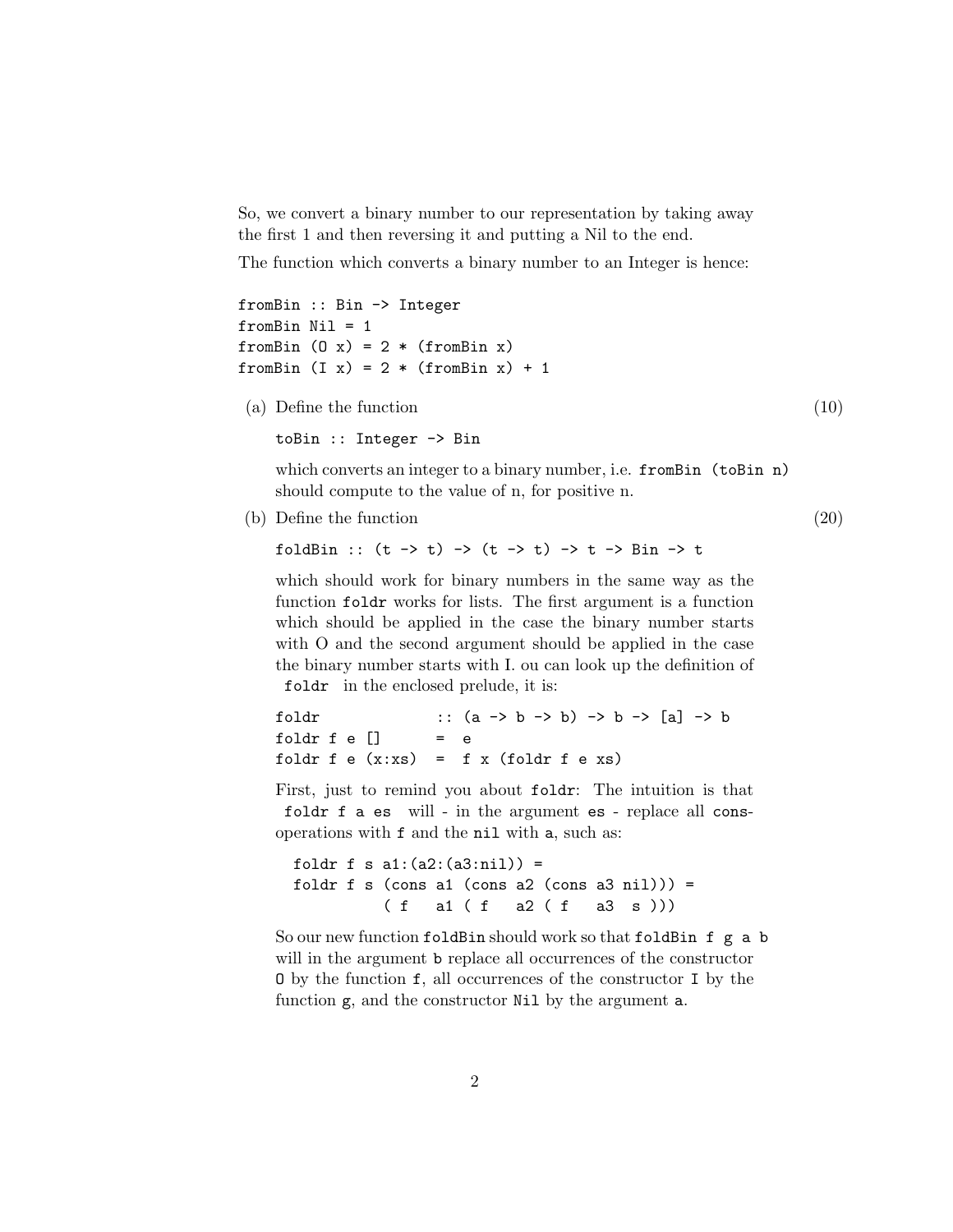So, we convert a binary number to our representation by taking away the first 1 and then reversing it and putting a Nil to the end.

The function which converts a binary number to an Integer is hence:

```
fromBin :: Bin -> Integer
fromBin Nil = 1
fromBin (O x) = 2 * (fromBin x)
fromBin (I x) = 2 * (fromBin x) + 1
```

(a) Define the function (10)

```
toBin :: Integer -> Bin
```

which converts an integer to a binary number, i.e. `fromBin (toBin n)` should compute to the value of n, for positive n.

(b) Define the function (20)

```
foldBin :: (t -> t) -> (t -> t) -> t -> Bin -> t
```

which should work for binary numbers in the same way as the function `foldr` works for lists. The first argument is a function which should be applied in the case the binary number starts with O and the second argument should be applied in the case the binary number starts with I. ou can look up the definition of `foldr` in the enclosed prelude, it is:

```
foldr            :: (a -> b -> b) -> b -> [a] -> b
foldr f e []      =  e
foldr f e (x:xs)  =  f x (foldr f e xs)
```

First, just to remind you about `foldr`: The intuition is that `foldr f a es` will - in the argument `es` - replace all `cons`-operations with `f` and the `nil` with `a`, such as:

```
foldr f s a1:(a2:(a3:nil)) =
foldr f s (cons a1 (cons a2 (cons a3 nil))) =
          ( f   a1 ( f   a2 ( f   a3  s )))
```

So our new function `foldBin` should work so that `foldBin f g a b` will in the argument `b` replace all occurrences of the constructor `O` by the function `f`, all occurrences of the constructor `I` by the function `g`, and the constructor `Nil` by the argument `a`.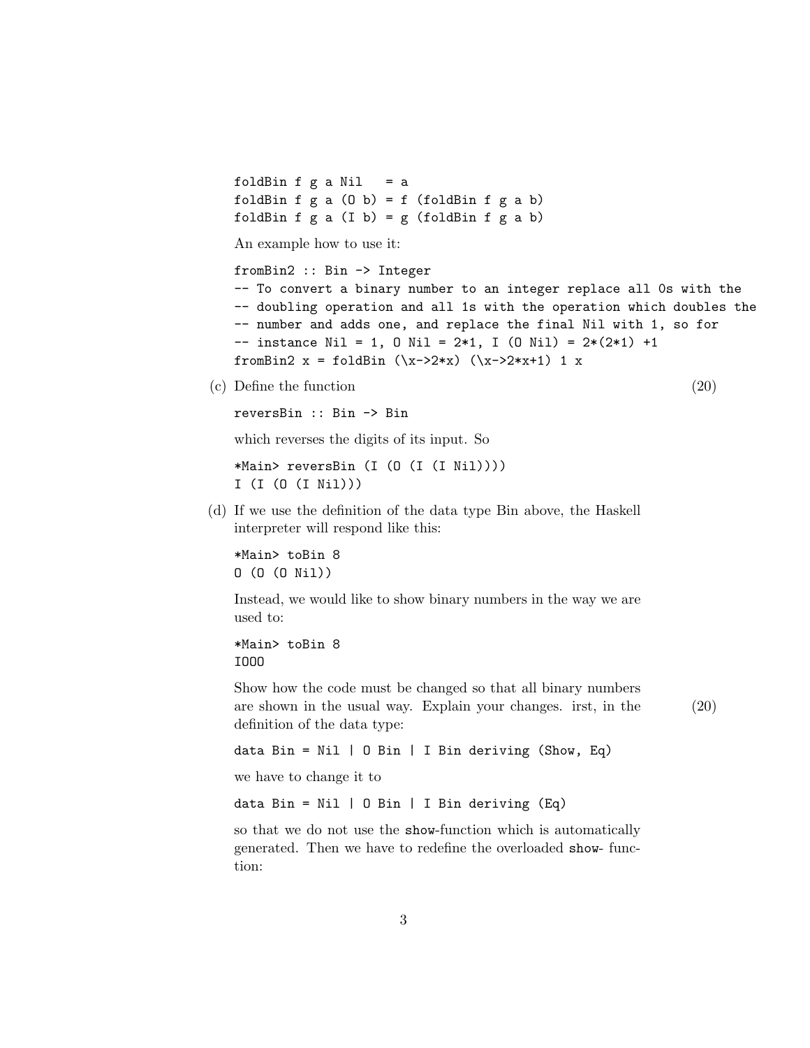```
foldBin f g a Nil   = a
foldBin f g a (O b) = f (foldBin f g a b)
foldBin f g a (I b) = g (foldBin f g a b)
```

An example how to use it:

```
fromBin2 :: Bin -> Integer
-- To convert a binary number to an integer replace all 0s with the
-- doubling operation and all 1s with the operation which doubles the
-- number and adds one, and replace the final Nil with 1, so for
-- instance Nil = 1, O Nil = 2*1, I (O Nil) = 2*(2*1) +1
fromBin2 x = foldBin (\x->2*x) (\x->2*x+1) 1 x
```

(c) Define the function (20)

```
reversBin :: Bin -> Bin
```

which reverses the digits of its input. So

```
*Main> reversBin (I (O (I (I Nil))))
I (I (O (I Nil)))
```

(d) If we use the definition of the data type Bin above, the Haskell interpreter will respond like this:

```
*Main> toBin 8
O (O (O Nil))
```

Instead, we would like to show binary numbers in the way we are used to:

```
*Main> toBin 8
IOOO
```

Show how the code must be changed so that all binary numbers are shown in the usual way. Explain your changes. irst, in the definition of the data type: (20)

```
data Bin = Nil | O Bin | I Bin deriving (Show, Eq)
```

we have to change it to

```
data Bin = Nil | O Bin | I Bin deriving (Eq)
```

so that we do not use the `show`-function which is automatically generated. Then we have to redefine the overloaded `show`- function: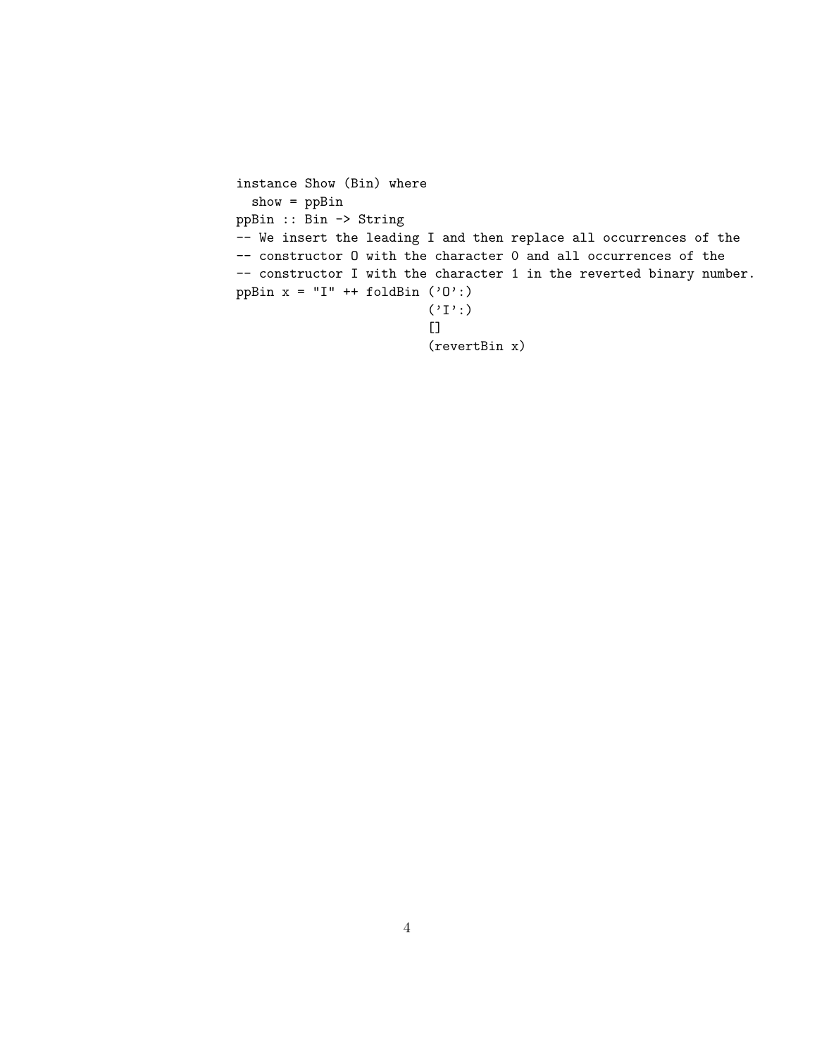```
instance Show (Bin) where
  show = ppBin
ppBin :: Bin -> String
-- We insert the leading I and then replace all occurrences of the
-- constructor O with the character 0 and all occurrences of the
-- constructor I with the character 1 in the reverted binary number.
ppBin x = "I" ++ foldBin ('O':)
                         ('I':)
                         []
                         (revertBin x)
```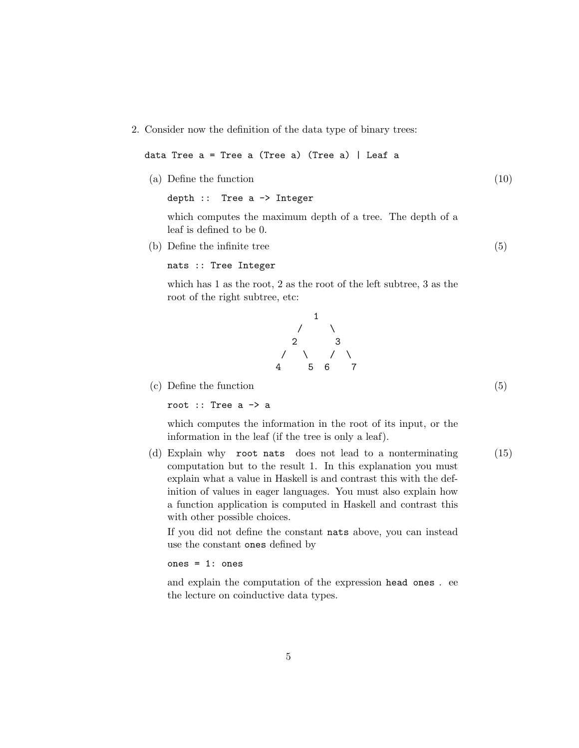2. Consider now the definition of the data type of binary trees:

```
data Tree a = Tree a (Tree a) (Tree a) | Leaf a
```

(a) Define the function (10)

```
depth ::  Tree a -> Integer
```

which computes the maximum depth of a tree. The depth of a leaf is defined to be 0.

(b) Define the infinite tree (5)

```
nats :: Tree Integer
```

which has 1 as the root, 2 as the root of the left subtree, 3 as the root of the right subtree, etc:

```
          1
        /   \
      2       3
     / \     / \
    4   5   6   7
```

(c) Define the function (5)

```
root :: Tree a -> a
```

which computes the information in the root of its input, or the information in the leaf (if the tree is only a leaf).

(d) Explain why `root nats` does not lead to a nonterminating computation but to the result 1. In this explanation you must explain what a value in Haskell is and contrast this with the definition of values in eager languages. You must also explain how a function application is computed in Haskell and contrast this with other possible choices. (15)

If you did not define the constant `nats` above, you can instead use the constant `ones` defined by

```
ones = 1: ones
```

and explain the computation of the expression `head ones` . ee the lecture on coinductive data types.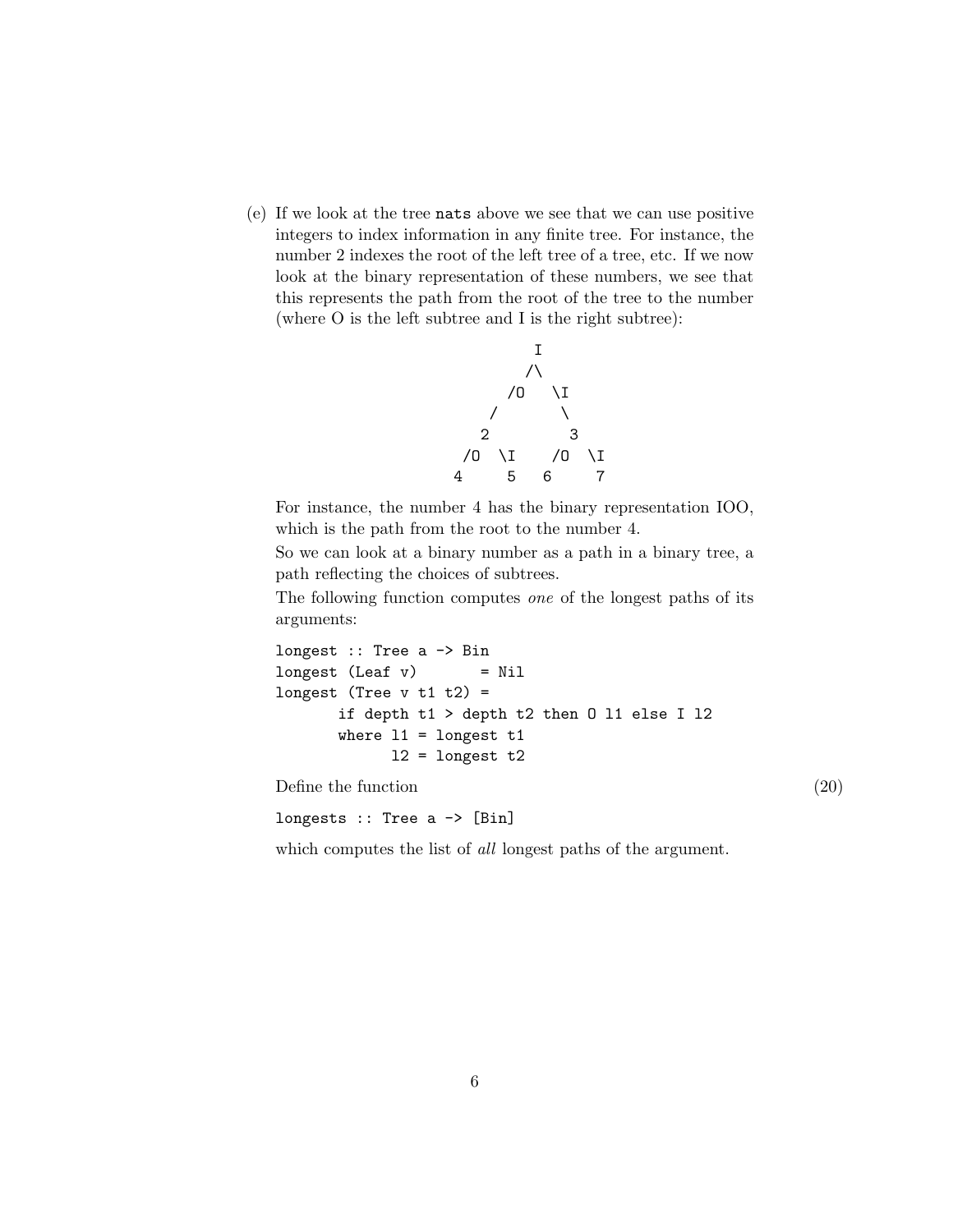(e) If we look at the tree `nats` above we see that we can use positive integers to index information in any finite tree. For instance, the number 2 indexes the root of the left tree of a tree, etc. If we now look at the binary representation of these numbers, we see that this represents the path from the root of the tree to the number (where O is the left subtree and I is the right subtree):

```
            I
           /\
         /O   \I
        /       \
       2         3
     /O  \I    /O  \I
    4     5   6     7
```

For instance, the number 4 has the binary representation IOO, which is the path from the root to the number 4.

So we can look at a binary number as a path in a binary tree, a path reflecting the choices of subtrees.

The following function computes *one* of the longest paths of its arguments:

```
longest :: Tree a -> Bin
longest (Leaf v)       = Nil
longest (Tree v t1 t2) =
       if depth t1 > depth t2 then O l1 else I l2
       where l1 = longest t1
             l2 = longest t2
```

Define the function (20)

```
longests :: Tree a -> [Bin]
```

which computes the list of *all* longest paths of the argument.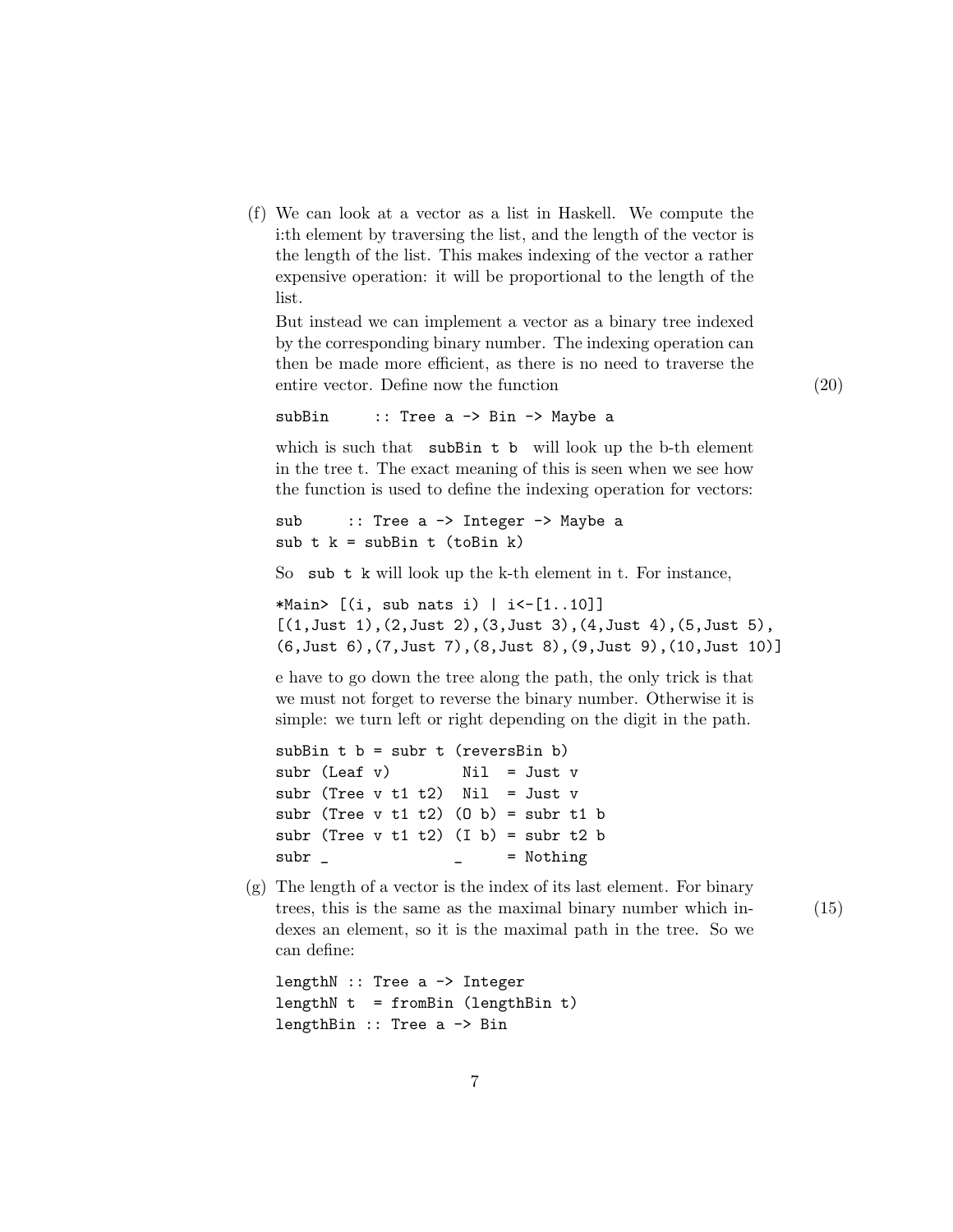(f) We can look at a vector as a list in Haskell. We compute the i:th element by traversing the list, and the length of the vector is the length of the list. This makes indexing of the vector a rather expensive operation: it will be proportional to the length of the list.

But instead we can implement a vector as a binary tree indexed by the corresponding binary number. The indexing operation can then be made more efficient, as there is no need to traverse the entire vector. Define now the function (20)

```
subBin     :: Tree a -> Bin -> Maybe a
```

which is such that `subBin t b` will look up the b-th element in the tree t. The exact meaning of this is seen when we see how the function is used to define the indexing operation for vectors:

```
sub     :: Tree a -> Integer -> Maybe a
sub t k = subBin t (toBin k)
```

So `sub t k` will look up the k-th element in t. For instance,

```
*Main> [(i, sub nats i) | i<-[1..10]]
[(1,Just 1),(2,Just 2),(3,Just 3),(4,Just 4),(5,Just 5),
(6,Just 6),(7,Just 7),(8,Just 8),(9,Just 9),(10,Just 10)]
```

e have to go down the tree along the path, the only trick is that we must not forget to reverse the binary number. Otherwise it is simple: we turn left or right depending on the digit in the path.

```
subBin t b = subr t (reversBin b)
subr (Leaf v)        Nil  = Just v
subr (Tree v t1 t2)  Nil  = Just v
subr (Tree v t1 t2) (O b) = subr t1 b
subr (Tree v t1 t2) (I b) = subr t2 b
subr _               _    = Nothing
```

(g) The length of a vector is the index of its last element. For binary trees, this is the same as the maximal binary number which indexes an element, so it is the maximal path in the tree. So we can define: (15)

```
lengthN :: Tree a -> Integer
lengthN t  = fromBin (lengthBin t)
lengthBin :: Tree a -> Bin
```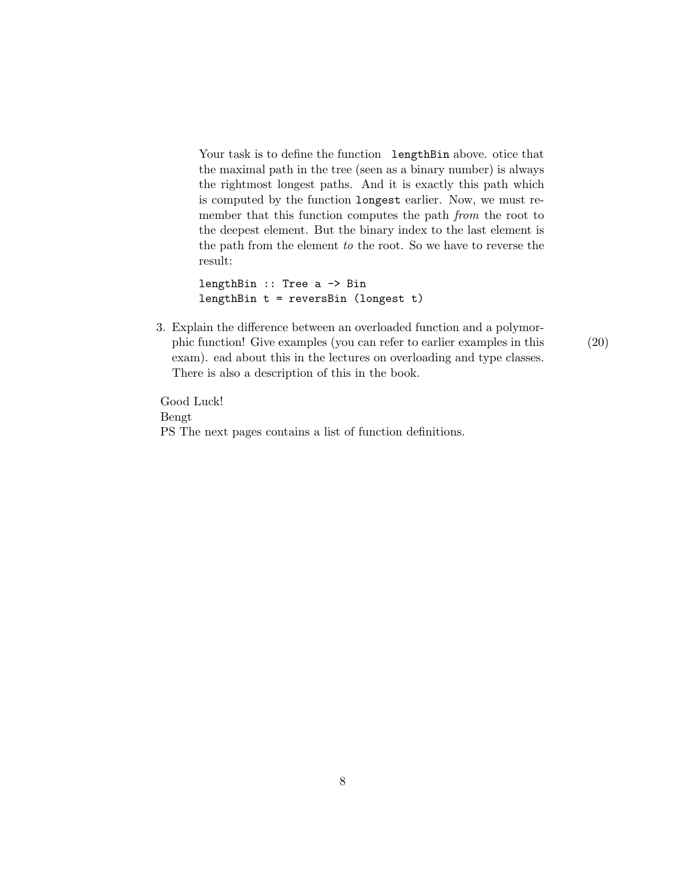Your task is to define the function `lengthBin` above. otice that the maximal path in the tree (seen as a binary number) is always the rightmost longest paths. And it is exactly this path which is computed by the function `longest` earlier. Now, we must remember that this function computes the path *from* the root to the deepest element. But the binary index to the last element is the path from the element *to* the root. So we have to reverse the result:

```
lengthBin :: Tree a -> Bin
lengthBin t = reversBin (longest t)
```

3. Explain the difference between an overloaded function and a polymorphic function! Give examples (you can refer to earlier examples in this exam). ead about this in the lectures on overloading and type classes. There is also a description of this in the book. (20)

Good Luck!
Bengt
PS The next pages contains a list of function definitions.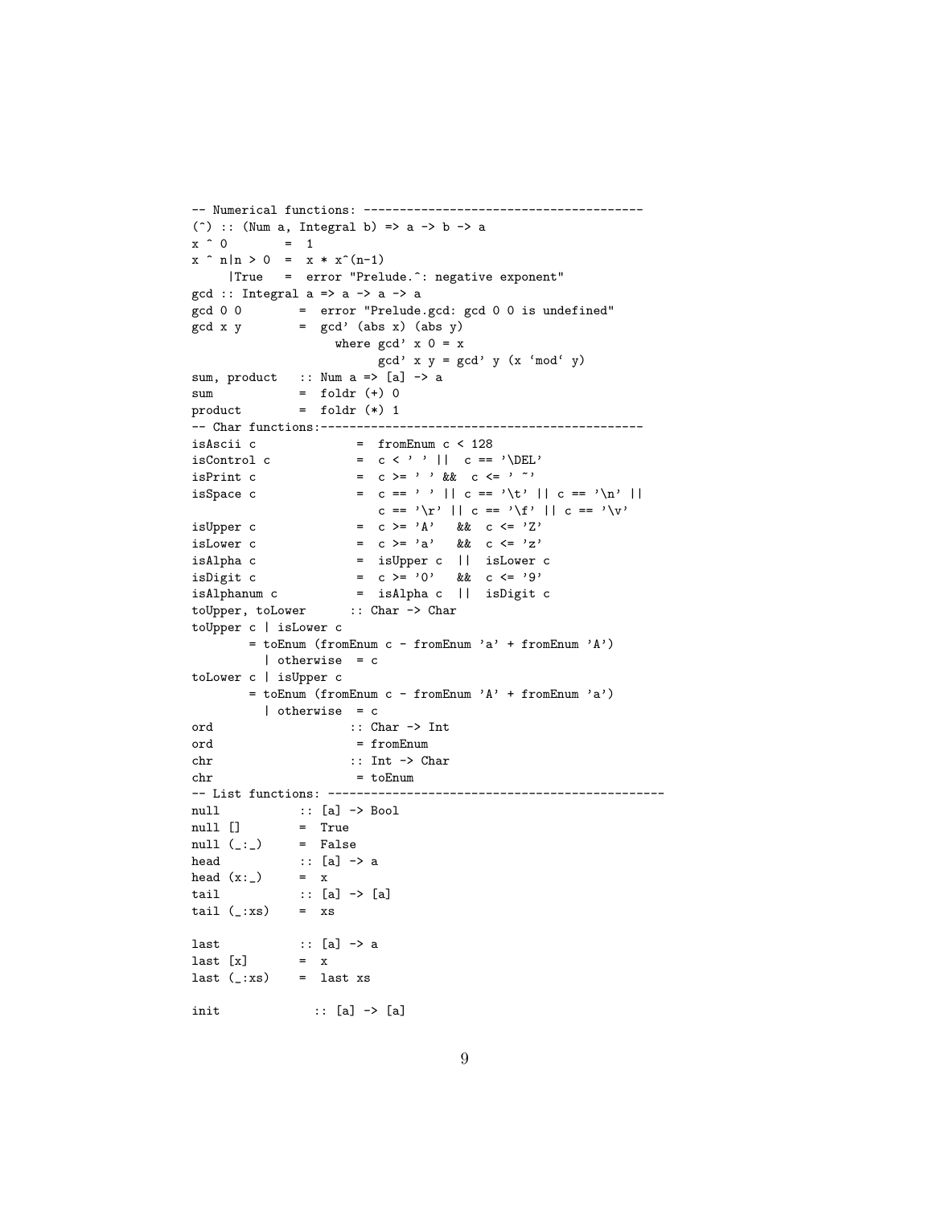```
-- Numerical functions: ---------------------------------------
(^) :: (Num a, Integral b) => a -> b -> a
x ^ 0       =  1
x ^ n|n > 0  =  x * x^(n-1)
     |True   =  error "Prelude.^: negative exponent"
gcd :: Integral a => a -> a -> a
gcd 0 0       =  error "Prelude.gcd: gcd 0 0 is undefined"
gcd x y       =  gcd' (abs x) (abs y)
                   where gcd' x 0 = x
                         gcd' x y = gcd' y (x `mod` y)
sum, product   :: Num a => [a] -> a
sum            =  foldr (+) 0
product        =  foldr (*) 1
-- Char functions:---------------------------------------------
isAscii c              =  fromEnum c < 128
isControl c            =  c < ' ' ||  c == '\DEL'
isPrint c              =  c >= ' ' &&  c <= '~'
isSpace c              =  c == ' ' || c == '\t' || c == '\n' ||
                          c == '\r' || c == '\f' || c == '\v'
isUpper c              =  c >= 'A'   &&  c <= 'Z'
isLower c              =  c >= 'a'   &&  c <= 'z'
isAlpha c              =  isUpper c  ||  isLower c
isDigit c              =  c >= '0'   &&  c <= '9'
isAlphanum c           =  isAlpha c  ||  isDigit c
toUpper, toLower      :: Char -> Char
toUpper c | isLower c
        = toEnum (fromEnum c - fromEnum 'a' + fromEnum 'A')
          | otherwise  = c
toLower c | isUpper c
        = toEnum (fromEnum c - fromEnum 'A' + fromEnum 'a')
          | otherwise  = c
ord                   :: Char -> Int
ord                    = fromEnum
chr                   :: Int -> Char
chr                    = toEnum
-- List functions: ---------------------------------------------
null           :: [a] -> Bool
null []        =  True
null (_:_)     =  False
head           :: [a] -> a
head (x:_)     =  x
tail           :: [a] -> [a]
tail (_:xs)    =  xs

last           :: [a] -> a
last [x]       =  x
last (_:xs)    =  last xs

init             :: [a] -> [a]
```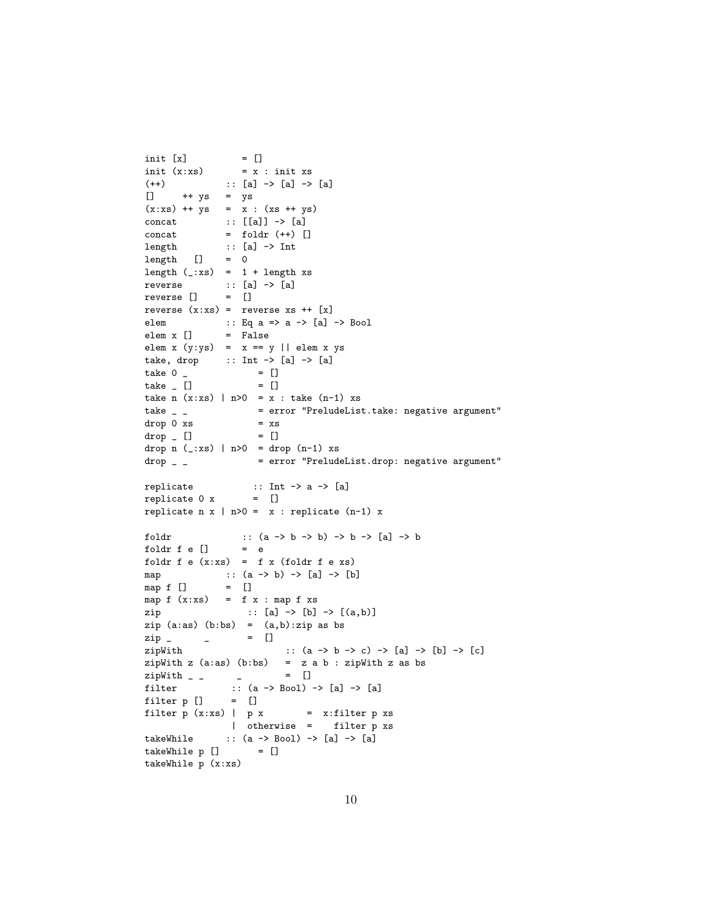```
init [x]          = []
init (x:xs)       = x : init xs
(++)           :: [a] -> [a] -> [a]
[]     ++ ys   =  ys
(x:xs) ++ ys   =  x : (xs ++ ys)
concat         :: [[a]] -> [a]
concat         =  foldr (++) []
length         :: [a] -> Int
length   []    =  0
length (_:xs)  =  1 + length xs
reverse        :: [a] -> [a]
reverse []     =  []
reverse (x:xs) =  reverse xs ++ [x]
elem           :: Eq a => a -> [a] -> Bool
elem x []      =  False
elem x (y:ys)  =  x == y || elem x ys
take, drop     :: Int -> [a] -> [a]
take 0 _             = []
take _ []            = []
take n (x:xs) | n>0  = x : take (n-1) xs
take _ _             = error "PreludeList.take: negative argument"
drop 0 xs            = xs
drop _ []            = []
drop n (_:xs) | n>0  = drop (n-1) xs
drop _ _             = error "PreludeList.drop: negative argument"

replicate           :: Int -> a -> [a]
replicate 0 x       =  []
replicate n x | n>0 =  x : replicate (n-1) x

foldr             :: (a -> b -> b) -> b -> [a] -> b
foldr f e []      =  e
foldr f e (x:xs)  =  f x (foldr f e xs)
map            :: (a -> b) -> [a] -> [b]
map f []       =  []
map f (x:xs)   =  f x : map f xs
zip               :: [a] -> [b] -> [(a,b)]
zip (a:as) (b:bs)  =  (a,b):zip as bs
zip _      _       =  []
zipWith                   :: (a -> b -> c) -> [a] -> [b] -> [c]
zipWith z (a:as) (b:bs)   =  z a b : zipWith z as bs
zipWith _ _      _        =  []
filter          :: (a -> Bool) -> [a] -> [a]
filter p []     =  []
filter p (x:xs) |  p x        =  x:filter p xs
                |  otherwise  =    filter p xs
takeWhile      :: (a -> Bool) -> [a] -> [a]
takeWhile p []       = []
takeWhile p (x:xs)
```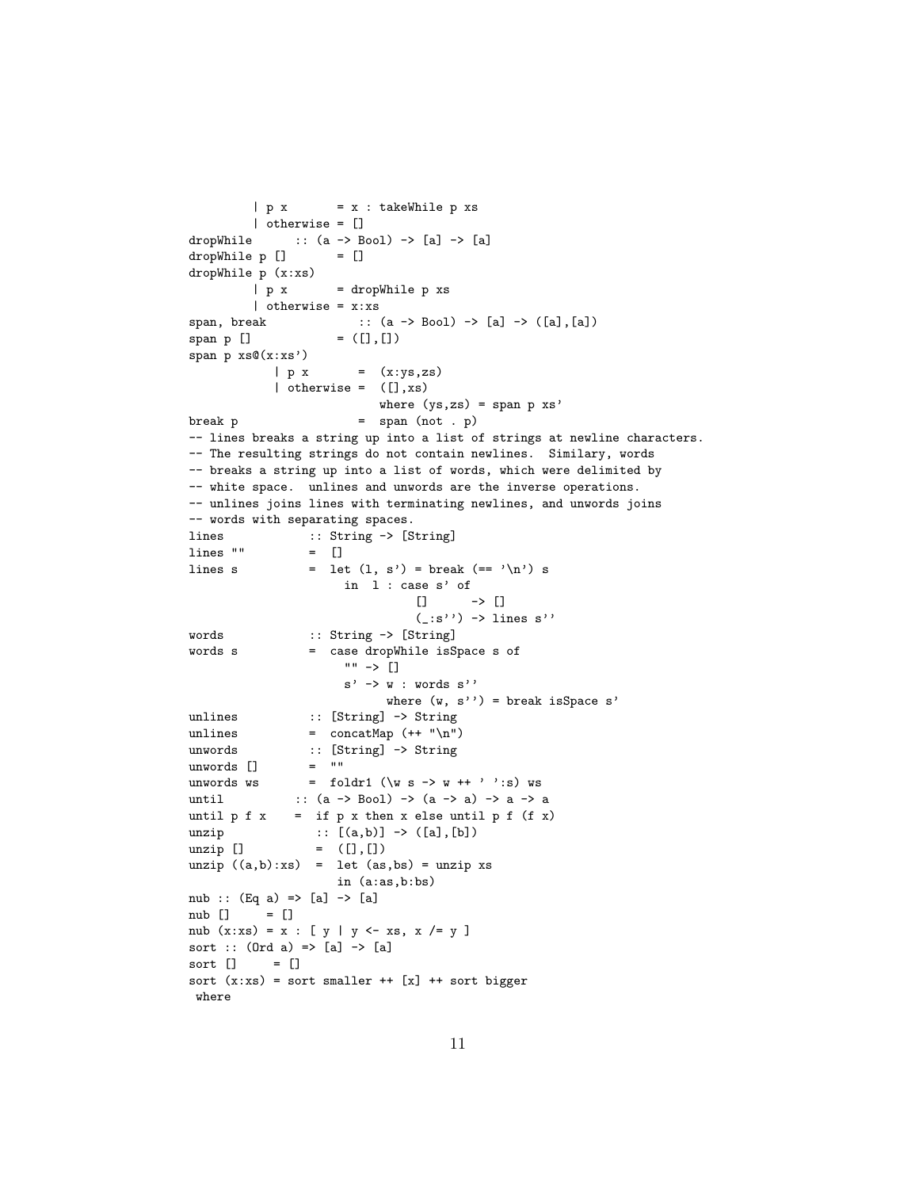```
        | p x       = x : takeWhile p xs
        | otherwise = []
dropWhile      :: (a -> Bool) -> [a] -> [a]
dropWhile p []      = []
dropWhile p (x:xs)
        | p x       = dropWhile p xs
        | otherwise = x:xs
span, break             :: (a -> Bool) -> [a] -> ([a],[a])
span p []            = ([],[])
span p xs@(x:xs')
           | p x       =  (x:ys,zs)
           | otherwise =  ([],xs)
                          where (ys,zs) = span p xs'
break p                =  span (not . p)
-- lines breaks a string up into a list of strings at newline characters.
-- The resulting strings do not contain newlines.  Similary, words
-- breaks a string up into a list of words, which were delimited by
-- white space.  unlines and unwords are the inverse operations.
-- unlines joins lines with terminating newlines, and unwords joins
-- words with separating spaces.
lines            :: String -> [String]
lines ""         =  []
lines s          =  let (l, s') = break (== '\n') s
                      in  l : case s' of
                               []      -> []
                               (_:s'') -> lines s''
words            :: String -> [String]
words s          =  case dropWhile isSpace s of
                      "" -> []
                      s' -> w : words s''
                            where (w, s'') = break isSpace s'
unlines          :: [String] -> String
unlines          =  concatMap (++ "\n")
unwords          :: [String] -> String
unwords []       =  ""
unwords ws       =  foldr1 (\w s -> w ++ ' ':s) ws
until          :: (a -> Bool) -> (a -> a) -> a -> a
until p f x    =  if p x then x else until p f (f x)
unzip            :: [(a,b)] -> ([a],[b])
unzip []         =  ([],[])
unzip ((a,b):xs)  =  let (as,bs) = unzip xs
                     in (a:as,b:bs)
nub :: (Eq a) => [a] -> [a]
nub []     = []
nub (x:xs) = x : [ y | y <- xs, x /= y ]
sort :: (Ord a) => [a] -> [a]
sort []     = []
sort (x:xs) = sort smaller ++ [x] ++ sort bigger
 where
```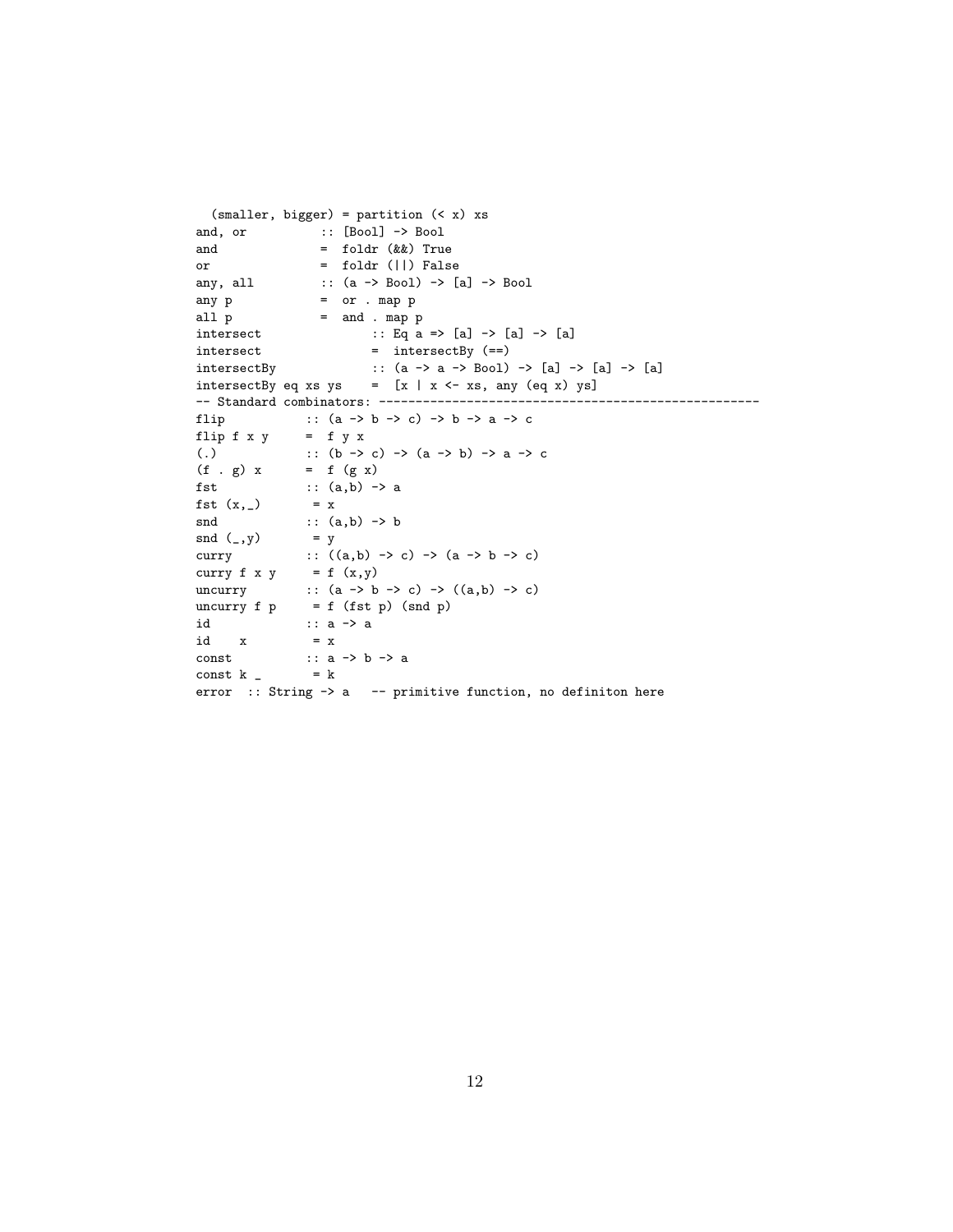```
  (smaller, bigger) = partition (< x) xs
and, or          :: [Bool] -> Bool
and              =  foldr (&&) True
or               =  foldr (||) False
any, all         :: (a -> Bool) -> [a] -> Bool
any p            =  or . map p
all p            =  and . map p
intersect               :: Eq a => [a] -> [a] -> [a]
intersect               =  intersectBy (==)
intersectBy             :: (a -> a -> Bool) -> [a] -> [a] -> [a]
intersectBy eq xs ys    =  [x | x <- xs, any (eq x) ys]
-- Standard combinators: ---------------------------------------------------
flip            :: (a -> b -> c) -> b -> a -> c
flip f x y      =  f y x
(.)             :: (b -> c) -> (a -> b) -> a -> c
(f . g) x       =  f (g x)
fst             :: (a,b) -> a
fst (x,_)        = x
snd             :: (a,b) -> b
snd (_,y)        = y
curry           :: ((a,b) -> c) -> (a -> b -> c)
curry f x y      = f (x,y)
uncurry         :: (a -> b -> c) -> ((a,b) -> c)
uncurry f p      = f (fst p) (snd p)
id              :: a -> a
id    x          = x
const           :: a -> b -> a
const k _        = k
error  :: String -> a   -- primitive function, no definiton here
```